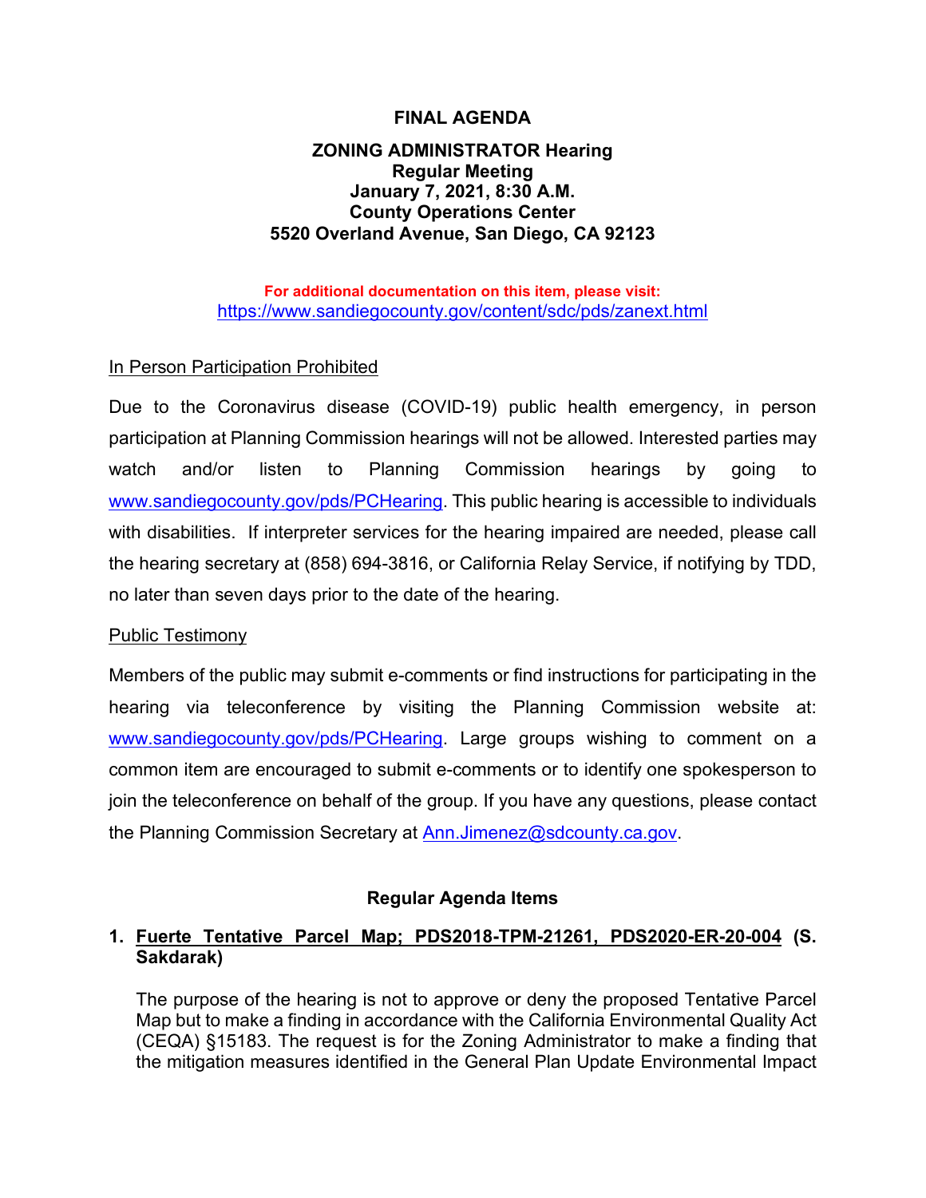# FINAL AGENDA

## ZONING ADMINISTRATOR Hearing
## Regular Meeting
## January 7, 2021, 8:30 A.M.
## County Operations Center
## 5520 Overland Avenue, San Diego, CA 92123

**For additional documentation on this item, please visit:**
https://www.sandiegocounty.gov/content/sdc/pds/zanext.html

In Person Participation Prohibited

Due to the Coronavirus disease (COVID-19) public health emergency, in person participation at Planning Commission hearings will not be allowed. Interested parties may watch and/or listen to Planning Commission hearings by going to www.sandiegocounty.gov/pds/PCHearing. This public hearing is accessible to individuals with disabilities. If interpreter services for the hearing impaired are needed, please call the hearing secretary at (858) 694-3816, or California Relay Service, if notifying by TDD, no later than seven days prior to the date of the hearing.

Public Testimony

Members of the public may submit e-comments or find instructions for participating in the hearing via teleconference by visiting the Planning Commission website at: www.sandiegocounty.gov/pds/PCHearing. Large groups wishing to comment on a common item are encouraged to submit e-comments or to identify one spokesperson to join the teleconference on behalf of the group. If you have any questions, please contact the Planning Commission Secretary at Ann.Jimenez@sdcounty.ca.gov.

### Regular Agenda Items

1. **Fuerte Tentative Parcel Map; PDS2018-TPM-21261, PDS2020-ER-20-004 (S. Sakdarak)**

   The purpose of the hearing is not to approve or deny the proposed Tentative Parcel Map but to make a finding in accordance with the California Environmental Quality Act (CEQA) §15183. The request is for the Zoning Administrator to make a finding that the mitigation measures identified in the General Plan Update Environmental Impact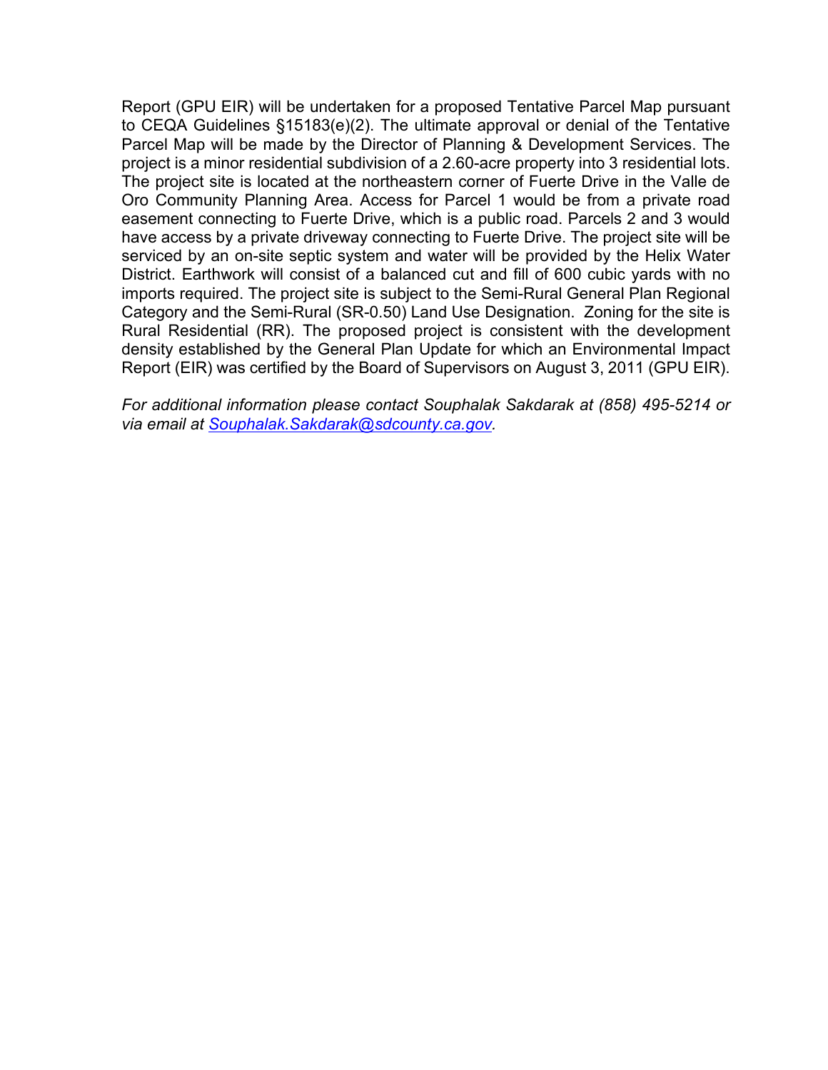Report (GPU EIR) will be undertaken for a proposed Tentative Parcel Map pursuant to CEQA Guidelines §15183(e)(2). The ultimate approval or denial of the Tentative Parcel Map will be made by the Director of Planning & Development Services. The project is a minor residential subdivision of a 2.60-acre property into 3 residential lots. The project site is located at the northeastern corner of Fuerte Drive in the Valle de Oro Community Planning Area. Access for Parcel 1 would be from a private road easement connecting to Fuerte Drive, which is a public road. Parcels 2 and 3 would have access by a private driveway connecting to Fuerte Drive. The project site will be serviced by an on-site septic system and water will be provided by the Helix Water District. Earthwork will consist of a balanced cut and fill of 600 cubic yards with no imports required. The project site is subject to the Semi-Rural General Plan Regional Category and the Semi-Rural (SR-0.50) Land Use Designation. Zoning for the site is Rural Residential (RR). The proposed project is consistent with the development density established by the General Plan Update for which an Environmental Impact Report (EIR) was certified by the Board of Supervisors on August 3, 2011 (GPU EIR).

*For additional information please contact Souphalak Sakdarak at (858) 495-5214 or via email at [Souphalak.Sakdarak@sdcounty.ca.gov](mailto:Souphalak.Sakdarak@sdcounty.ca.gov).*